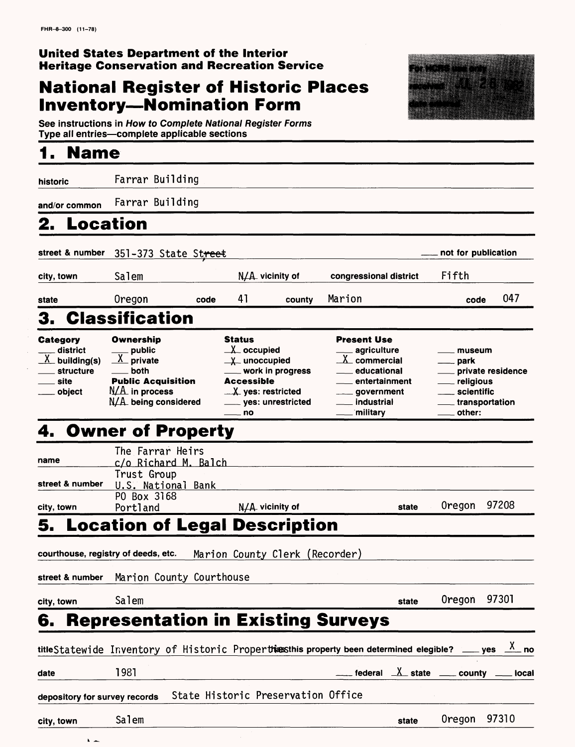FHR-8-300 (11-78)

**United States Department of the Interior**
**Heritage Conservation and Recreation Service**

# National Register of Historic Places Inventory—Nomination Form

For HCRS use only
received JUL 28 1982
date entered

See instructions in *How to Complete National Register Forms*
Type all entries—complete applicable sections

## 1. Name

historic Farrar Building

and/or common Farrar Building

## 2. Location

street & number 351-373 State Street ___ not for publication

city, town Salem N/A vicinity of congressional district Fifth

state Oregon code 41 county Marion code 047

## 3. Classification

| Category | Ownership | Status | Present Use | |
|---|---|---|---|---|
| ___ district | ___ public | _X_ occupied | ___ agriculture | ___ museum |
| _X_ building(s) | _X_ private | _X_ unoccupied | _X_ commercial | ___ park |
| ___ structure | ___ both | ___ work in progress | ___ educational | ___ private residence |
| ___ site | **Public Acquisition** | **Accessible** | ___ entertainment | ___ religious |
| ___ object | N/A in process | _X_ yes: restricted | ___ government | ___ scientific |
| | N/A being considered | ___ yes: unrestricted | ___ industrial | ___ transportation |
| | | ___ no | ___ military | ___ other: |

## 4. Owner of Property

name The Farrar Heirs
c/o Richard M. Balch

street & number Trust Group
U.S. National Bank
PO Box 3168

city, town Portland N/A vicinity of state Oregon 97208

## 5. Location of Legal Description

courthouse, registry of deeds, etc. Marion County Clerk (Recorder)

street & number Marion County Courthouse

city, town Salem state Oregon 97301

## 6. Representation in Existing Surveys

title Statewide Inventory of Historic Properties has this property been determined elegible? ___ yes _X_ no

date 1981 ___ federal _X_ state ___ county ___ local

depository for survey records State Historic Preservation Office

city, town Salem state Oregon 97310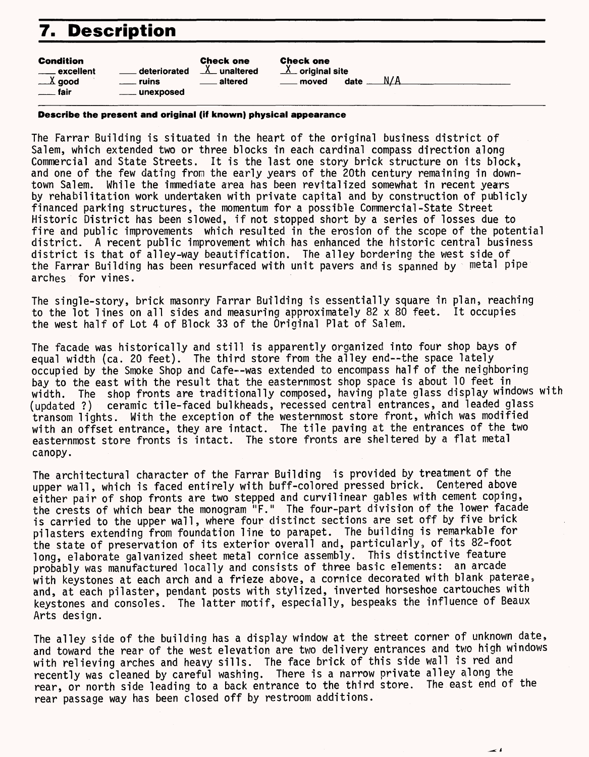# 7. Description

| Condition | | Check one | Check one |
|---|---|---|---|
| ___ excellent | ___ deteriorated | X unaltered | X original site |
| X good | ___ ruins | ___ altered | ___ moved date N/A |
| ___ fair | ___ unexposed | | |

**Describe the present and original (if known) physical appearance**

The Farrar Building is situated in the heart of the original business district of Salem, which extended two or three blocks in each cardinal compass direction along Commercial and State Streets. It is the last one story brick structure on its block, and one of the few dating from the early years of the 20th century remaining in downtown Salem. While the immediate area has been revitalized somewhat in recent years by rehabilitation work undertaken with private capital and by construction of publicly financed parking structures, the momentum for a possible Commercial-State Street Historic District has been slowed, if not stopped short by a series of losses due to fire and public improvements which resulted in the erosion of the scope of the potential district. A recent public improvement which has enhanced the historic central business district is that of alley-way beautification. The alley bordering the west side of the Farrar Building has been resurfaced with unit pavers and is spanned by metal pipe arches for vines.

The single-story, brick masonry Farrar Building is essentially square in plan, reaching to the lot lines on all sides and measuring approximately 82 x 80 feet. It occupies the west half of Lot 4 of Block 33 of the Original Plat of Salem.

The facade was historically and still is apparently organized into four shop bays of equal width (ca. 20 feet). The third store from the alley end--the space lately occupied by the Smoke Shop and Cafe--was extended to encompass half of the neighboring bay to the east with the result that the easternmost shop space is about 10 feet in width. The shop fronts are traditionally composed, having plate glass display windows with (updated ?) ceramic tile-faced bulkheads, recessed central entrances, and leaded glass transom lights. With the exception of the westernmost store front, which was modified with an offset entrance, they are intact. The tile paving at the entrances of the two easternmost store fronts is intact. The store fronts are sheltered by a flat metal canopy.

The architectural character of the Farrar Building is provided by treatment of the upper wall, which is faced entirely with buff-colored pressed brick. Centered above either pair of shop fronts are two stepped and curvilinear gables with cement coping, the crests of which bear the monogram "F." The four-part division of the lower facade is carried to the upper wall, where four distinct sections are set off by five brick pilasters extending from foundation line to parapet. The building is remarkable for the state of preservation of its exterior overall and, particularly, of its 82-foot long, elaborate galvanized sheet metal cornice assembly. This distinctive feature probably was manufactured locally and consists of three basic elements: an arcade with keystones at each arch and a frieze above, a cornice decorated with blank paterae, and, at each pilaster, pendant posts with stylized, inverted horseshoe cartouches with keystones and consoles. The latter motif, especially, bespeaks the influence of Beaux Arts design.

The alley side of the building has a display window at the street corner of unknown date, and toward the rear of the west elevation are two delivery entrances and two high windows with relieving arches and heavy sills. The face brick of this side wall is red and recently was cleaned by careful washing. There is a narrow private alley along the rear, or north side leading to a back entrance to the third store. The east end of the rear passage way has been closed off by restroom additions.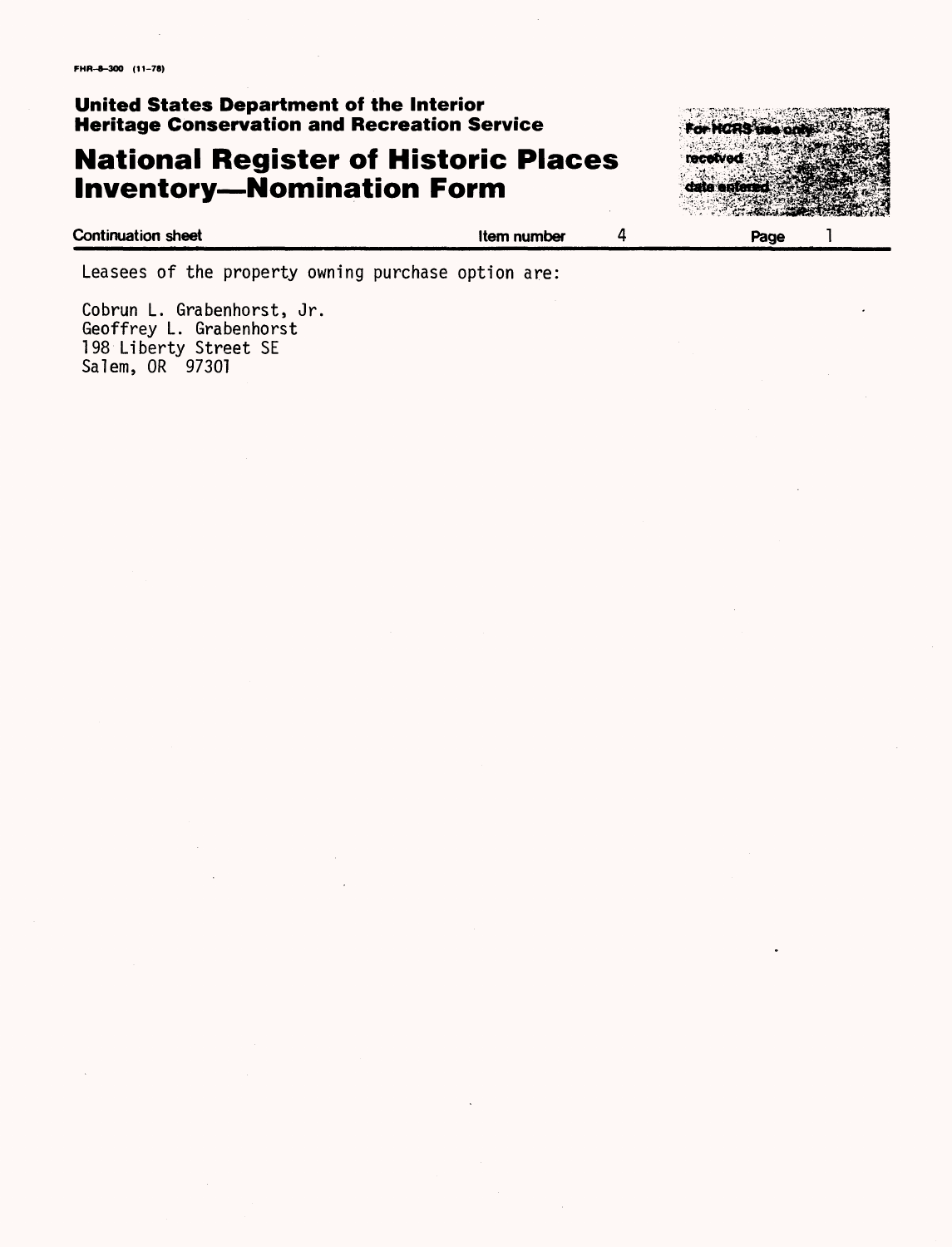FHR-8-300 (11-78)

**United States Department of the Interior**
**Heritage Conservation and Recreation Service**

# National Register of Historic Places Inventory—Nomination Form

For HCRS use only
received
date entered

Continuation sheet | Item number 4 | Page 1

Leasees of the property owning purchase option are:

Cobrun L. Grabenhorst, Jr.
Geoffrey L. Grabenhorst
198 Liberty Street SE
Salem, OR 97301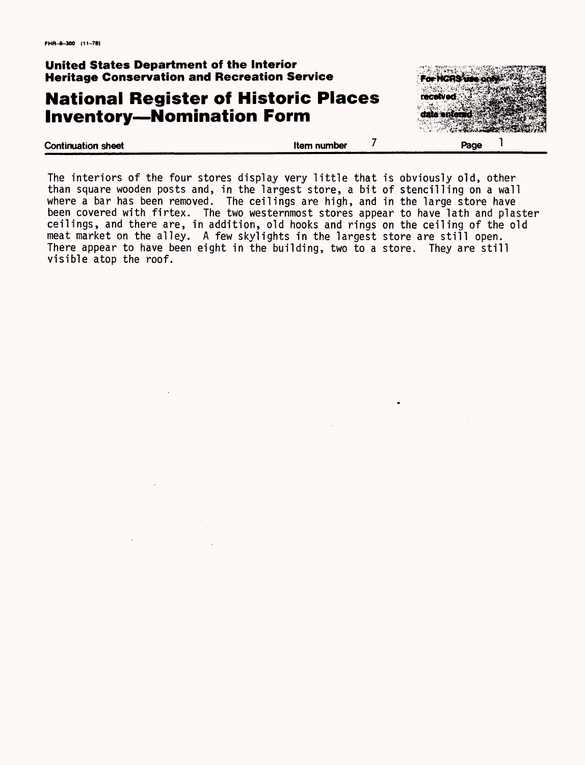FHR-8-300 (11-78)

**United States Department of the Interior**
**Heritage Conservation and Recreation Service**

# National Register of Historic Places Inventory—Nomination Form

For HCRS use only
received
date entered

**Continuation sheet** | **Item number** 7 | **Page** 1

The interiors of the four stores display very little that is obviously old, other than square wooden posts and, in the largest store, a bit of stencilling on a wall where a bar has been removed. The ceilings are high, and in the large store have been covered with firtex. The two westernmost stores appear to have lath and plaster ceilings, and there are, in addition, old hooks and rings on the ceiling of the old meat market on the alley. A few skylights in the largest store are still open. There appear to have been eight in the building, two to a store. They are still visible atop the roof.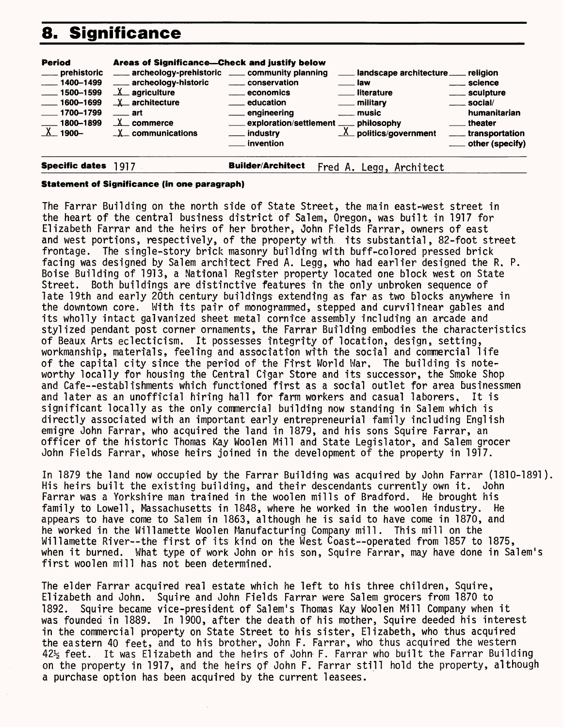## 8. Significance

| Period | Areas of Significance—Check and justify below | | | |
|---|---|---|---|---|
| ___ prehistoric | ___ archeology-prehistoric | ___ community planning | ___ landscape architecture | ___ religion |
| ___ 1400–1499 | ___ archeology-historic | ___ conservation | ___ law | ___ science |
| ___ 1500–1599 | _X_ agriculture | ___ economics | ___ literature | ___ sculpture |
| ___ 1600–1699 | _X_ architecture | ___ education | ___ military | ___ social/ humanitarian |
| ___ 1700–1799 | ___ art | ___ engineering | ___ music | |
| ___ 1800–1899 | _X_ commerce | ___ exploration/settlement | ___ philosophy | ___ theater |
| _X_ 1900– | _X_ communications | ___ industry | _X_ politics/government | ___ transportation |
| | | ___ invention | | ___ other (specify) |

**Specific dates** 1917 **Builder/Architect** Fred A. Legg, Architect

**Statement of Significance (in one paragraph)**

The Farrar Building on the north side of State Street, the main east-west street in the heart of the central business district of Salem, Oregon, was built in 1917 for Elizabeth Farrar and the heirs of her brother, John Fields Farrar, owners of east and west portions, respectively, of the property with its substantial, 82-foot street frontage. The single-story brick masonry building with buff-colored pressed brick facing was designed by Salem architect Fred A. Legg, who had earlier designed the R. P. Boise Building of 1913, a National Register property located one block west on State Street. Both buildings are distinctive features in the only unbroken sequence of late 19th and early 20th century buildings extending as far as two blocks anywhere in the downtown core. With its pair of monogrammed, stepped and curvilinear gables and its wholly intact galvanized sheet metal cornice assembly including an arcade and stylized pendant post corner ornaments, the Farrar Building embodies the characteristics of Beaux Arts eclecticism. It possesses integrity of location, design, setting, workmanship, materials, feeling and association with the social and commercial life of the capital city since the period of the First World War. The building is note-worthy locally for housing the Central Cigar Store and its successor, the Smoke Shop and Cafe--establishments which functioned first as a social outlet for area businessmen and later as an unofficial hiring hall for farm workers and casual laborers. It is significant locally as the only commercial building now standing in Salem which is directly associated with an important early entrepreneurial family including English emigre John Farrar, who acquired the land in 1879, and his sons Squire Farrar, an officer of the historic Thomas Kay Woolen Mill and State Legislator, and Salem grocer John Fields Farrar, whose heirs joined in the development of the property in 1917.

In 1879 the land now occupied by the Farrar Building was acquired by John Farrar (1810-1891). His heirs built the existing building, and their descendants currently own it. John Farrar was a Yorkshire man trained in the woolen mills of Bradford. He brought his family to Lowell, Massachusetts in 1848, where he worked in the woolen industry. He appears to have come to Salem in 1863, although he is said to have come in 1870, and he worked in the Willamette Woolen Manufacturing Company mill. This mill on the Willamette River--the first of its kind on the West Coast--operated from 1857 to 1875, when it burned. What type of work John or his son, Squire Farrar, may have done in Salem's first woolen mill has not been determined.

The elder Farrar acquired real estate which he left to his three children, Squire, Elizabeth and John. Squire and John Fields Farrar were Salem grocers from 1870 to 1892. Squire became vice-president of Salem's Thomas Kay Woolen Mill Company when it was founded in 1889. In 1900, after the death of his mother, Squire deeded his interest in the commercial property on State Street to his sister, Elizabeth, who thus acquired the eastern 40 feet, and to his brother, John F. Farrar, who thus acquired the western 42½ feet. It was Elizabeth and the heirs of John F. Farrar who built the Farrar Building on the property in 1917, and the heirs of John F. Farrar still hold the property, although a purchase option has been acquired by the current leasees.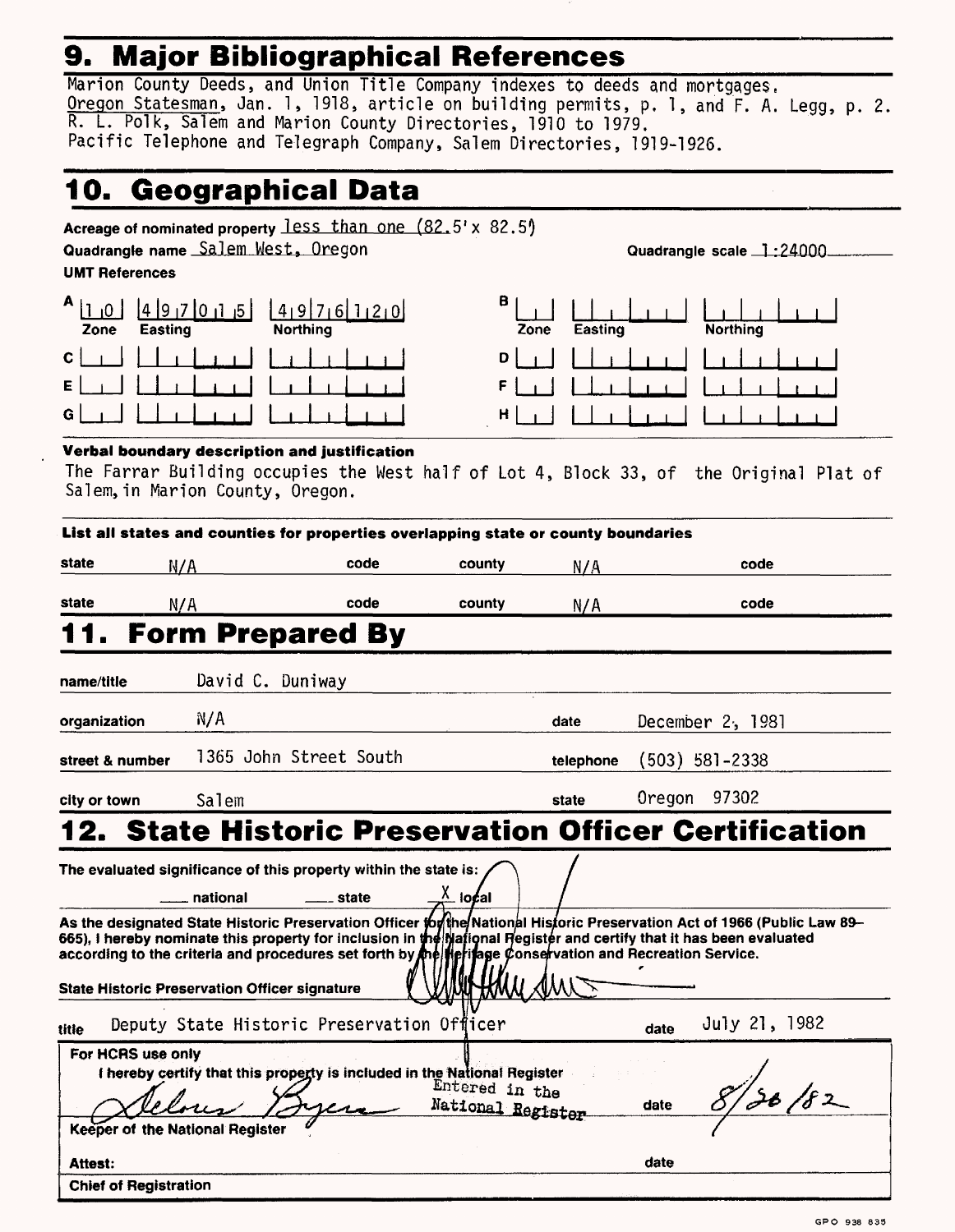# 9. Major Bibliographical References

Marion County Deeds, and Union Title Company indexes to deeds and mortgages.
Oregon Statesman, Jan. 1, 1918, article on building permits, p. 1, and F. A. Legg, p. 2.
R. L. Polk, Salem and Marion County Directories, 1910 to 1979.
Pacific Telephone and Telegraph Company, Salem Directories, 1919-1926.

# 10. Geographical Data

Acreage of nominated property less than one (82.5' x 82.5')

Quadrangle name Salem West, Oregon

Quadrangle scale 1:24000

UMT References

| | Zone | Easting | Northing | | Zone | Easting | Northing |
|---|---|---|---|---|---|---|---|
| A | 10 | 497015 | 4976120 | B | | | |
| C | | | | D | | | |
| E | | | | F | | | |
| G | | | | H | | | |

**Verbal boundary description and justification**

The Farrar Building occupies the West half of Lot 4, Block 33, of the Original Plat of Salem, in Marion County, Oregon.

**List all states and counties for properties overlapping state or county boundaries**

| state | | code | county | | code |
|---|---|---|---|---|---|
| state | N/A | code | county | N/A | code |
| state | N/A | code | county | N/A | code |

# 11. Form Prepared By

name/title David C. Duniway

organization N/A — date December 2, 1981

street & number 1365 John Street South — telephone (503) 581-2338

city or town Salem — state Oregon 97302

# 12. State Historic Preservation Officer Certification

The evaluated significance of this property within the state is:

___ national ___ state X local

As the designated State Historic Preservation Officer for the National Historic Preservation Act of 1966 (Public Law 89-665), I hereby nominate this property for inclusion in the National Register and certify that it has been evaluated according to the criteria and procedures set forth by the Heritage Conservation and Recreation Service.

State Historic Preservation Officer signature

title Deputy State Historic Preservation Officer — date July 21, 1982

For HCRS use only

I hereby certify that this property is included in the National Register

Entered in the National Register — date 8/30/82

Keeper of the National Register

Attest: — date

Chief of Registration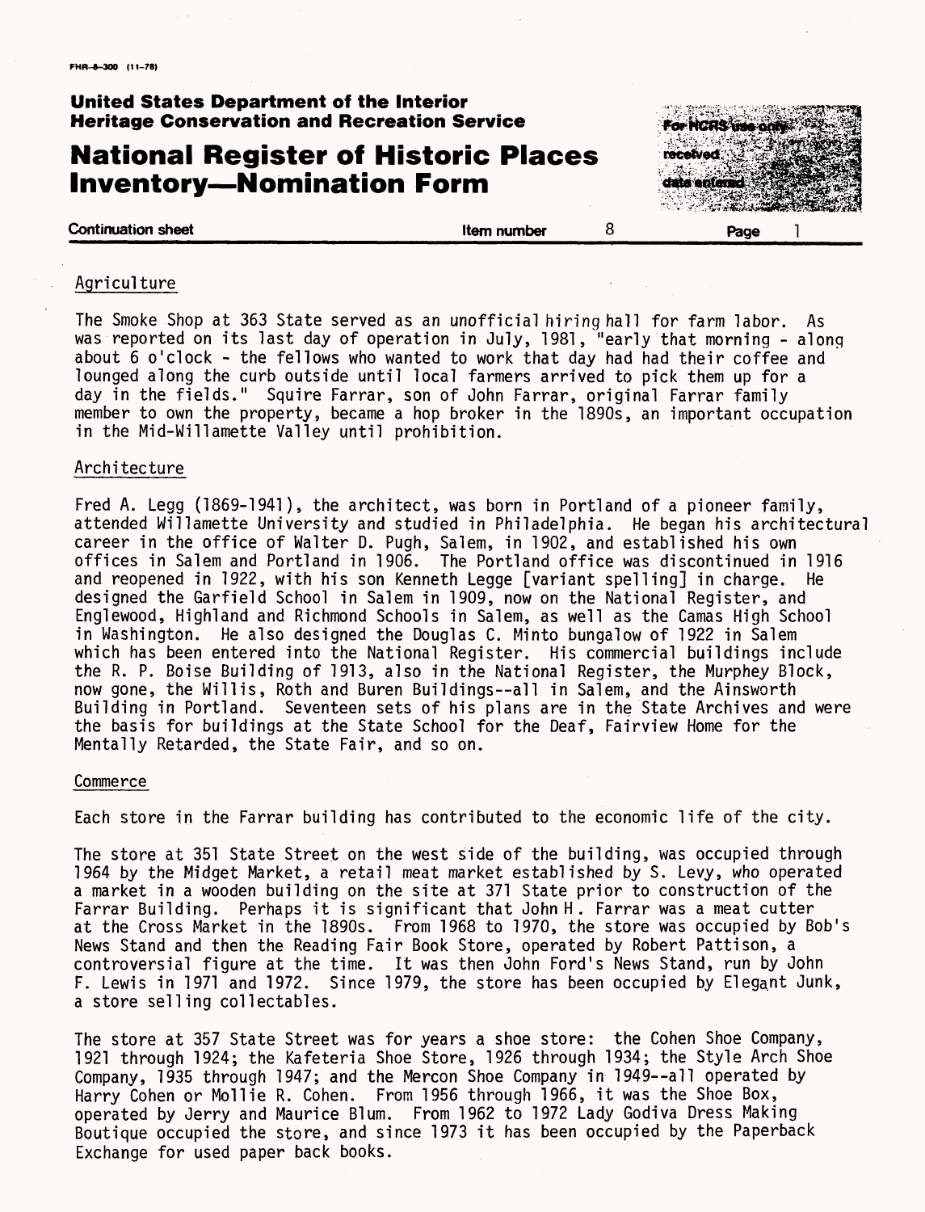**United States Department of the Interior**
**Heritage Conservation and Recreation Service**

# National Register of Historic Places Inventory—Nomination Form

For HCRS use only
received
date entered

Continuation sheet | Item number 8 | Page 1

## Agriculture

The Smoke Shop at 363 State served as an unofficial hiring hall for farm labor. As was reported on its last day of operation in July, 1981, "early that morning - along about 6 o'clock - the fellows who wanted to work that day had had their coffee and lounged along the curb outside until local farmers arrived to pick them up for a day in the fields." Squire Farrar, son of John Farrar, original Farrar family member to own the property, became a hop broker in the 1890s, an important occupation in the Mid-Willamette Valley until prohibition.

## Architecture

Fred A. Legg (1869-1941), the architect, was born in Portland of a pioneer family, attended Willamette University and studied in Philadelphia. He began his architectural career in the office of Walter D. Pugh, Salem, in 1902, and established his own offices in Salem and Portland in 1906. The Portland office was discontinued in 1916 and reopened in 1922, with his son Kenneth Legge [variant spelling] in charge. He designed the Garfield School in Salem in 1909, now on the National Register, and Englewood, Highland and Richmond Schools in Salem, as well as the Camas High School in Washington. He also designed the Douglas C. Minto bungalow of 1922 in Salem which has been entered into the National Register. His commercial buildings include the R. P. Boise Building of 1913, also in the National Register, the Murphey Block, now gone, the Willis, Roth and Buren Buildings--all in Salem, and the Ainsworth Building in Portland. Seventeen sets of his plans are in the State Archives and were the basis for buildings at the State School for the Deaf, Fairview Home for the Mentally Retarded, the State Fair, and so on.

## Commerce

Each store in the Farrar building has contributed to the economic life of the city.

The store at 351 State Street on the west side of the building, was occupied through 1964 by the Midget Market, a retail meat market established by S. Levy, who operated a market in a wooden building on the site at 371 State prior to construction of the Farrar Building. Perhaps it is significant that John H. Farrar was a meat cutter at the Cross Market in the 1890s. From 1968 to 1970, the store was occupied by Bob's News Stand and then the Reading Fair Book Store, operated by Robert Pattison, a controversial figure at the time. It was then John Ford's News Stand, run by John F. Lewis in 1971 and 1972. Since 1979, the store has been occupied by Elegant Junk, a store selling collectables.

The store at 357 State Street was for years a shoe store: the Cohen Shoe Company, 1921 through 1924; the Kafeteria Shoe Store, 1926 through 1934; the Style Arch Shoe Company, 1935 through 1947; and the Mercon Shoe Company in 1949--all operated by Harry Cohen or Mollie R. Cohen. From 1956 through 1966, it was the Shoe Box, operated by Jerry and Maurice Blum. From 1962 to 1972 Lady Godiva Dress Making Boutique occupied the store, and since 1973 it has been occupied by the Paperback Exchange for used paper back books.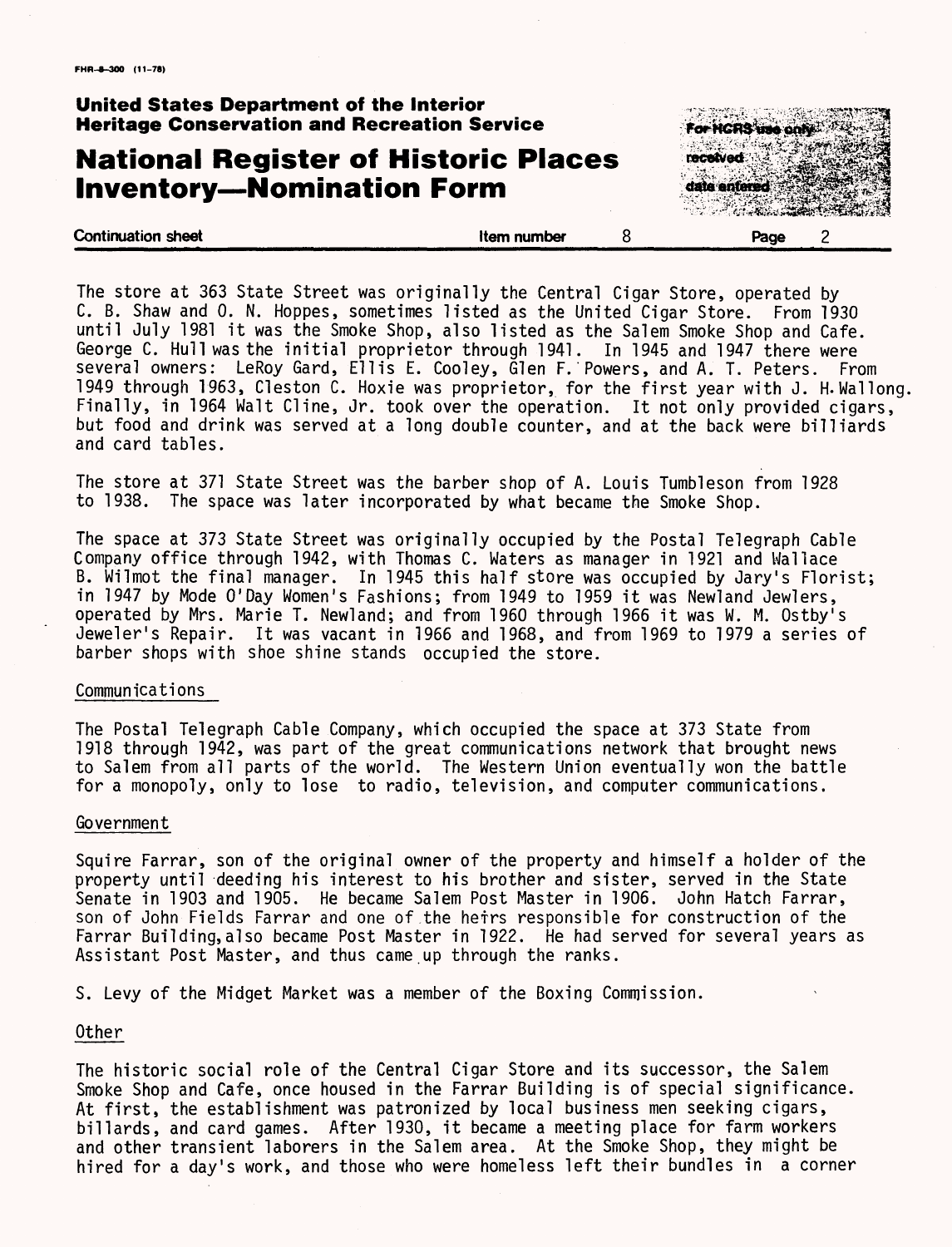The store at 363 State Street was originally the Central Cigar Store, operated by C. B. Shaw and O. N. Hoppes, sometimes listed as the United Cigar Store. From 1930 until July 1981 it was the Smoke Shop, also listed as the Salem Smoke Shop and Cafe. George C. Hull was the initial proprietor through 1941. In 1945 and 1947 there were several owners: LeRoy Gard, Ellis E. Cooley, Glen F. Powers, and A. T. Peters. From 1949 through 1963, Cleston C. Hoxie was proprietor, for the first year with J. H. Wallong. Finally, in 1964 Walt Cline, Jr. took over the operation. It not only provided cigars, but food and drink was served at a long double counter, and at the back were billiards and card tables.

The store at 371 State Street was the barber shop of A. Louis Tumbleson from 1928 to 1938. The space was later incorporated by what became the Smoke Shop.

The space at 373 State Street was originally occupied by the Postal Telegraph Cable Company office through 1942, with Thomas C. Waters as manager in 1921 and Wallace B. Wilmot the final manager. In 1945 this half store was occupied by Jary's Florist; in 1947 by Mode O'Day Women's Fashions; from 1949 to 1959 it was Newland Jewlers, operated by Mrs. Marie T. Newland; and from 1960 through 1966 it was W. M. Ostby's Jeweler's Repair. It was vacant in 1966 and 1968, and from 1969 to 1979 a series of barber shops with shoe shine stands occupied the store.

## Communications

The Postal Telegraph Cable Company, which occupied the space at 373 State from 1918 through 1942, was part of the great communications network that brought news to Salem from all parts of the world. The Western Union eventually won the battle for a monopoly, only to lose to radio, television, and computer communications.

## Government

Squire Farrar, son of the original owner of the property and himself a holder of the property until deeding his interest to his brother and sister, served in the State Senate in 1903 and 1905. He became Salem Post Master in 1906. John Hatch Farrar, son of John Fields Farrar and one of the heirs responsible for construction of the Farrar Building, also became Post Master in 1922. He had served for several years as Assistant Post Master, and thus came up through the ranks.

S. Levy of the Midget Market was a member of the Boxing Commission.

## Other

The historic social role of the Central Cigar Store and its successor, the Salem Smoke Shop and Cafe, once housed in the Farrar Building is of special significance. At first, the establishment was patronized by local business men seeking cigars, billards, and card games. After 1930, it became a meeting place for farm workers and other transient laborers in the Salem area. At the Smoke Shop, they might be hired for a day's work, and those who were homeless left their bundles in a corner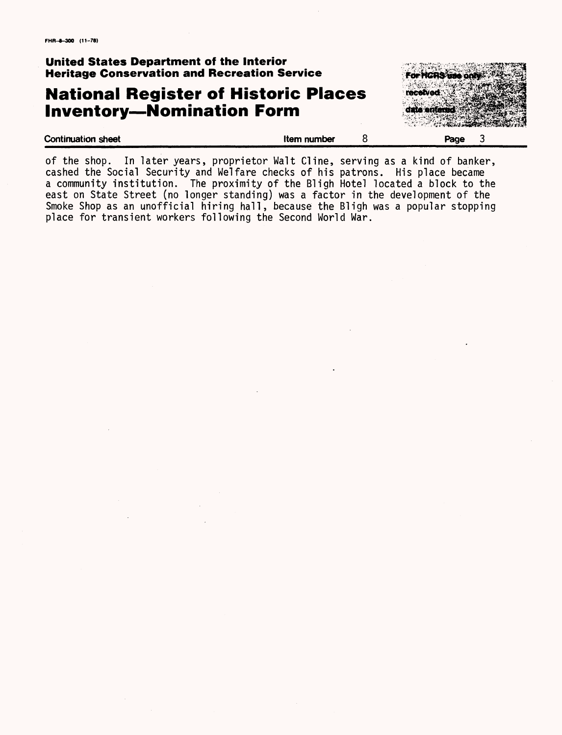of the shop. In later years, proprietor Walt Cline, serving as a kind of banker, cashed the Social Security and Welfare checks of his patrons. His place became a community institution. The proximity of the Bligh Hotel located a block to the east on State Street (no longer standing) was a factor in the development of the Smoke Shop as an unofficial hiring hall, because the Bligh was a popular stopping place for transient workers following the Second World War.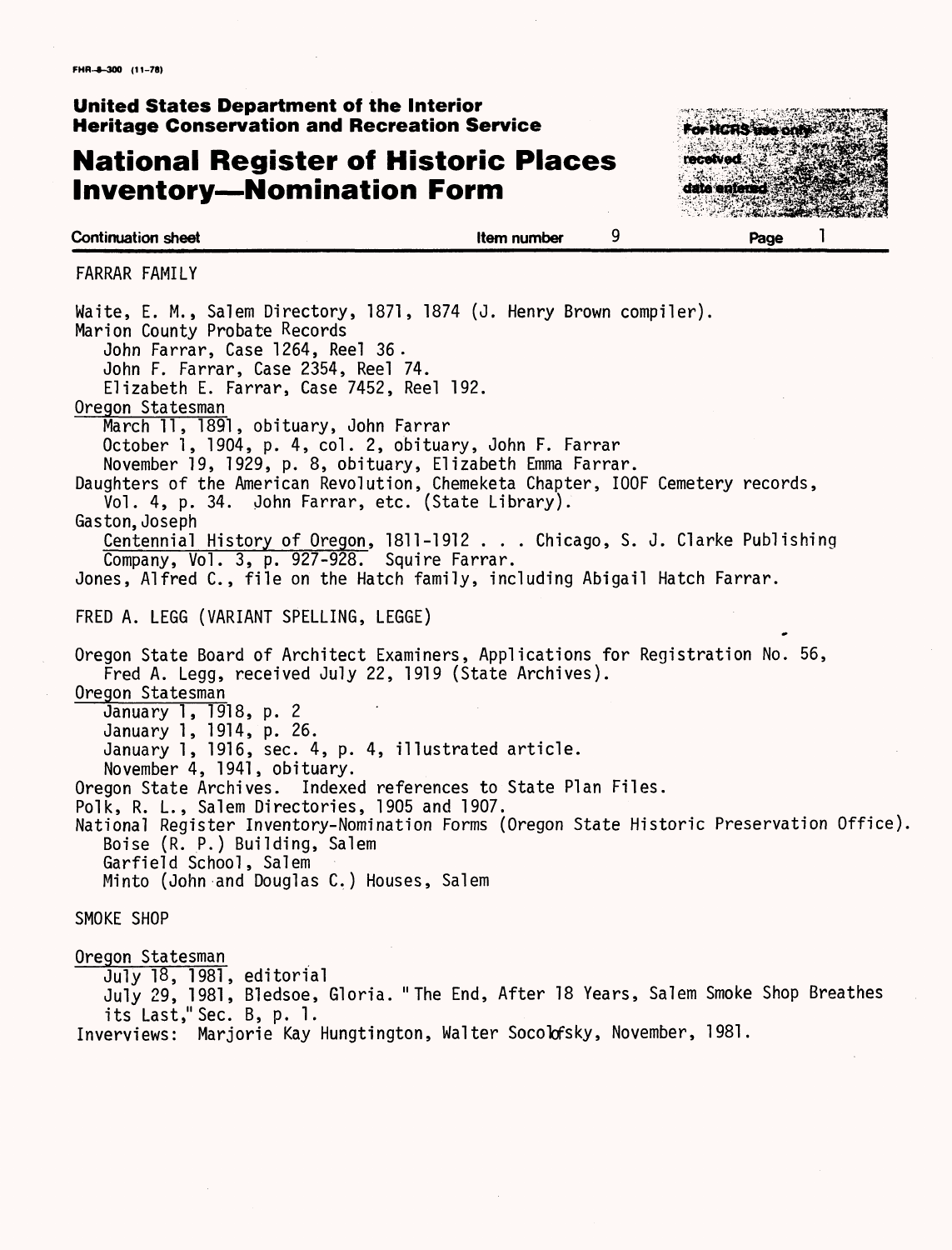FHR-8-300 (11-78)

**United States Department of the Interior**
**Heritage Conservation and Recreation Service**

# National Register of Historic Places Inventory—Nomination Form

For HCRS use only
received
date entered

Continuation sheet | Item number 9 | Page 1

FARRAR FAMILY

Waite, E. M., Salem Directory, 1871, 1874 (J. Henry Brown compiler).
Marion County Probate Records
  John Farrar, Case 1264, Reel 36.
  John F. Farrar, Case 2354, Reel 74.
  Elizabeth E. Farrar, Case 7452, Reel 192.
Oregon Statesman
  March 11, 1891, obituary, John Farrar
  October 1, 1904, p. 4, col. 2, obituary, John F. Farrar
  November 19, 1929, p. 8, obituary, Elizabeth Emma Farrar.
Daughters of the American Revolution, Chemeketa Chapter, IOOF Cemetery records,
  Vol. 4, p. 34. John Farrar, etc. (State Library).
Gaston, Joseph
  Centennial History of Oregon, 1811-1912 . . . Chicago, S. J. Clarke Publishing
  Company, Vol. 3, p. 927-928. Squire Farrar.
Jones, Alfred C., file on the Hatch family, including Abigail Hatch Farrar.

FRED A. LEGG (VARIANT SPELLING, LEGGE)

Oregon State Board of Architect Examiners, Applications for Registration No. 56,
  Fred A. Legg, received July 22, 1919 (State Archives).
Oregon Statesman
  January 1, 1918, p. 2
  January 1, 1914, p. 26.
  January 1, 1916, sec. 4, p. 4, illustrated article.
  November 4, 1941, obituary.
Oregon State Archives. Indexed references to State Plan Files.
Polk, R. L., Salem Directories, 1905 and 1907.
National Register Inventory-Nomination Forms (Oregon State Historic Preservation Office).
  Boise (R. P.) Building, Salem
  Garfield School, Salem
  Minto (John and Douglas C.) Houses, Salem

SMOKE SHOP

Oregon Statesman
  July 18, 1981, editorial
  July 29, 1981, Bledsoe, Gloria. "The End, After 18 Years, Salem Smoke Shop Breathes
  its Last," Sec. B, p. 1.
Inverviews: Marjorie Kay Hungtington, Walter Socolofsky, November, 1981.